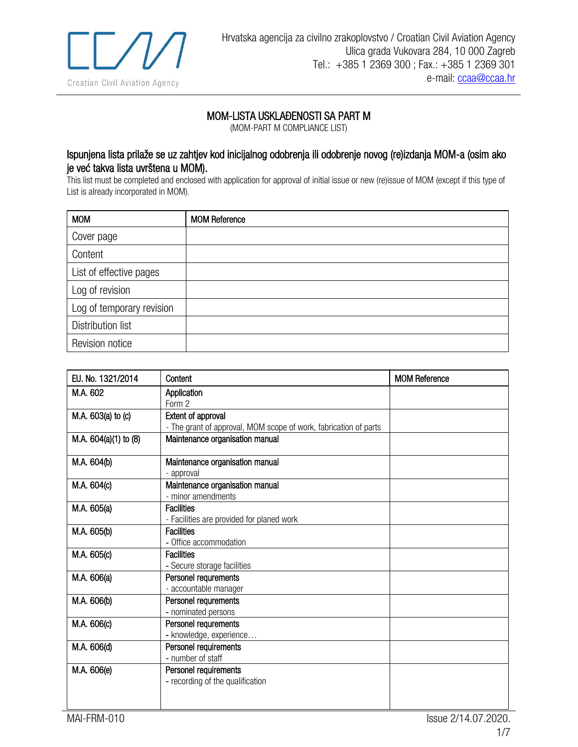Hrvatska agencija za civilno zrakoplovstvo / Croatian Civil Aviation Agency
Ulica grada Vukovara 284, 10 000 Zagreb
Tel.: +385 1 2369 300 ; Fax.: +385 1 2369 301
e-mail: ccaa@ccaa.hr

# MOM-LISTA USKLAĐENOSTI SA PART M

(MOM-PART M COMPLIANCE LIST)

## Ispunjena lista prilaže se uz zahtjev kod inicijalnog odobrenja ili odobrenje novog (re)izdanja MOM-a (osim ako je već takva lista uvrštena u MOM).

This list must be completed and enclosed with application for approval of initial issue or new (re)issue of MOM (except if this type of List is already incorporated in MOM).

| MOM | MOM Reference |
|---|---|
| Cover page | |
| Content | |
| List of effective pages | |
| Log of revision | |
| Log of temporary revision | |
| Distribution list | |
| Revision notice | |

| EU. No. 1321/2014 | Content | MOM Reference |
|---|---|---|
| M.A. 602 | **Application**<br>Form 2 | |
| M.A. 603(a) to (c) | **Extent of approval**<br>- The grant of approval, MOM scope of work, fabrication of parts | |
| M.A. 604(a)(1) to (8) | **Maintenance organisation manual** | |
| M.A. 604(b) | **Maintenance organisation manual**<br>- approval | |
| M.A. 604(c) | **Maintenance organisation manual**<br>- minor amendments | |
| M.A. 605(a) | **Facilities**<br>- Facilities are provided for planed work | |
| M.A. 605(b) | **Facilities**<br>- Office accommodation | |
| M.A. 605(c) | **Facilities**<br>- Secure storage facilities | |
| M.A. 606(a) | **Personel requrements**<br>- accountable manager | |
| M.A. 606(b) | **Personel requrements**<br>- nominated persons | |
| M.A. 606(c) | **Personel requrements**<br>- knowledge, experience… | |
| M.A. 606(d) | **Personel requrements**<br>- number of staff | |
| M.A. 606(e) | **Personel requrements**<br>- recording of the qualification | |

MAI-FRM-010 Issue 2/14.07.2020.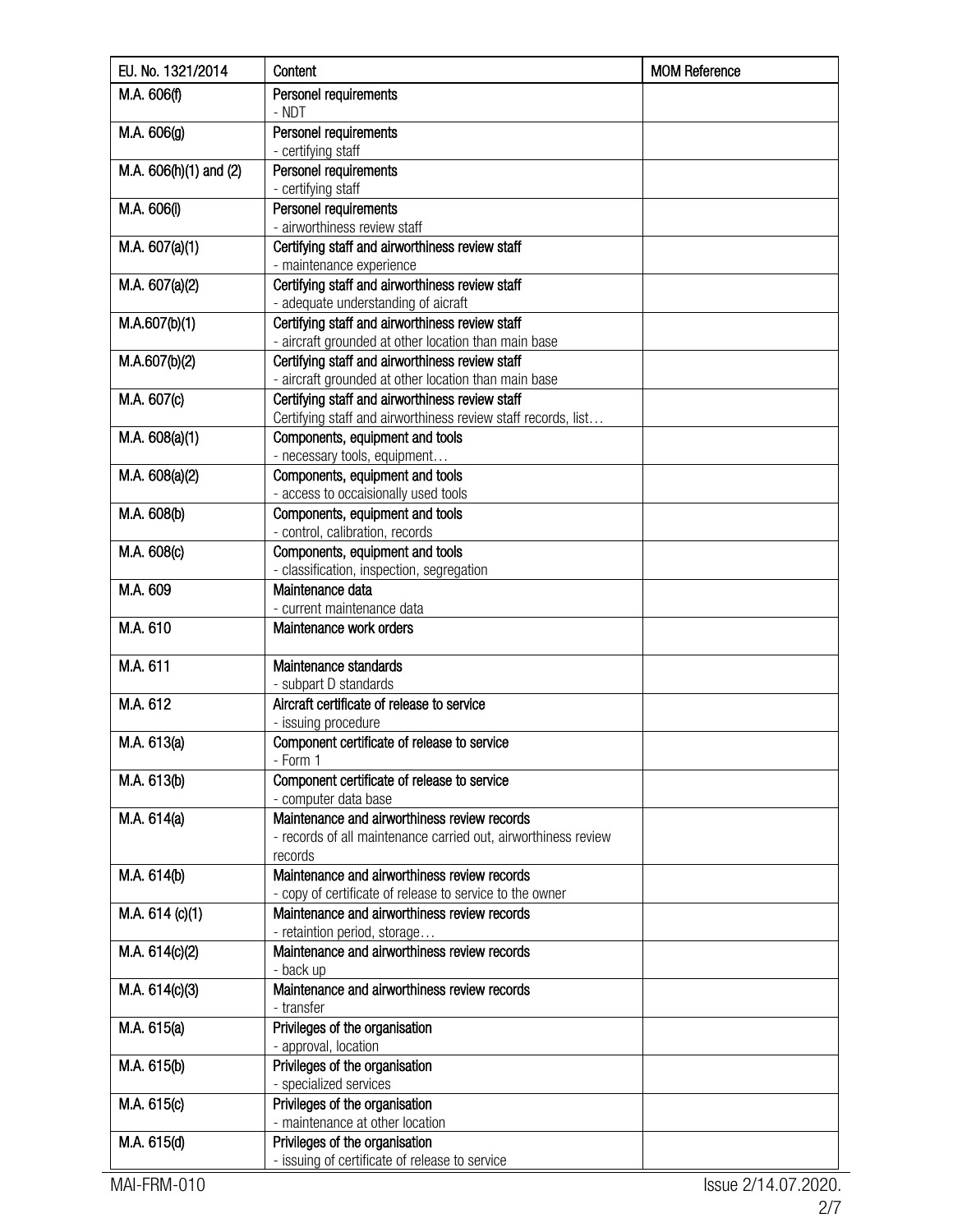| EU. No. 1321/2014 | Content | MOM Reference |
|---|---|---|
| M.A. 606(f) | Personel requirements<br>- NDT | |
| M.A. 606(g) | Personel requirements<br>- certifying staff | |
| M.A. 606(h)(1) and (2) | Personel requirements<br>- certifying staff | |
| M.A. 606(i) | Personel requirements<br>- airworthiness review staff | |
| M.A. 607(a)(1) | Certifying staff and airworthiness review staff<br>- maintenance experience | |
| M.A. 607(a)(2) | Certifying staff and airworthiness review staff<br>- adequate understanding of aicraft | |
| M.A.607(b)(1) | Certifying staff and airworthiness review staff<br>- aircraft grounded at other location than main base | |
| M.A.607(b)(2) | Certifying staff and airworthiness review staff<br>- aircraft grounded at other location than main base | |
| M.A. 607(c) | Certifying staff and airworthiness review staff<br>Certifying staff and airworthiness review staff records, list… | |
| M.A. 608(a)(1) | Components, equipment and tools<br>- necessary tools, equipment… | |
| M.A. 608(a)(2) | Components, equipment and tools<br>- access to occaisionally used tools | |
| M.A. 608(b) | Components, equipment and tools<br>- control, calibration, records | |
| M.A. 608(c) | Components, equipment and tools<br>- classification, inspection, segregation | |
| M.A. 609 | Maintenance data<br>- current maintenance data | |
| M.A. 610 | Maintenance work orders | |
| M.A. 611 | Maintenance standards<br>- subpart D standards | |
| M.A. 612 | Aircraft certificate of release to service<br>- issuing procedure | |
| M.A. 613(a) | Component certificate of release to service<br>- Form 1 | |
| M.A. 613(b) | Component certificate of release to service<br>- computer data base | |
| M.A. 614(a) | Maintenance and airworthiness review records<br>- records of all maintenance carried out, airworthiness review records | |
| M.A. 614(b) | Maintenance and airworthiness review records<br>- copy of certificate of release to service to the owner | |
| M.A. 614 (c)(1) | Maintenance and airworthiness review records<br>- retaintion period, storage… | |
| M.A. 614(c)(2) | Maintenance and airworthiness review records<br>- back up | |
| M.A. 614(c)(3) | Maintenance and airworthiness review records<br>- transfer | |
| M.A. 615(a) | Privileges of the organisation<br>- approval, location | |
| M.A. 615(b) | Privileges of the organisation<br>- specialized services | |
| M.A. 615(c) | Privileges of the organisation<br>- maintenance at other location | |
| M.A. 615(d) | Privileges of the organisation<br>- issuing of certificate of release to service | |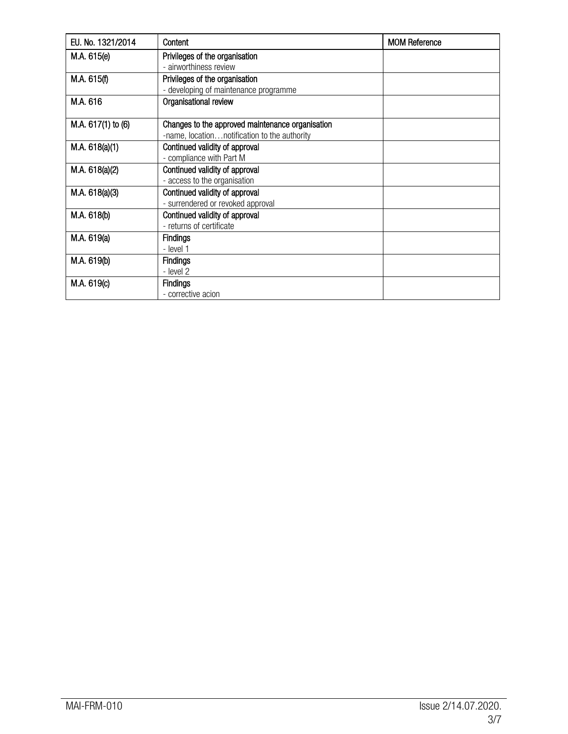| EU. No. 1321/2014 | Content | MOM Reference |
|---|---|---|
| M.A. 615(e) | Privileges of the organisation<br>- airworthiness review | |
| M.A. 615(f) | Privileges of the organisation<br>- developing of maintenance programme | |
| M.A. 616 | Organisational review | |
| M.A. 617(1) to (6) | Changes to the approved maintenance organisation<br>-name, location…notification to the authority | |
| M.A. 618(a)(1) | Continued validity of approval<br>- compliance with Part M | |
| M.A. 618(a)(2) | Continued validity of approval<br>- access to the organisation | |
| M.A. 618(a)(3) | Continued validity of approval<br>- surrendered or revoked approval | |
| M.A. 618(b) | Continued validity of approval<br>- returns of certificate | |
| M.A. 619(a) | Findings<br>- level 1 | |
| M.A. 619(b) | Findings<br>- level 2 | |
| M.A. 619(c) | Findings<br>- corrective acion | |

MAI-FRM-010 Issue 2/14.07.2020.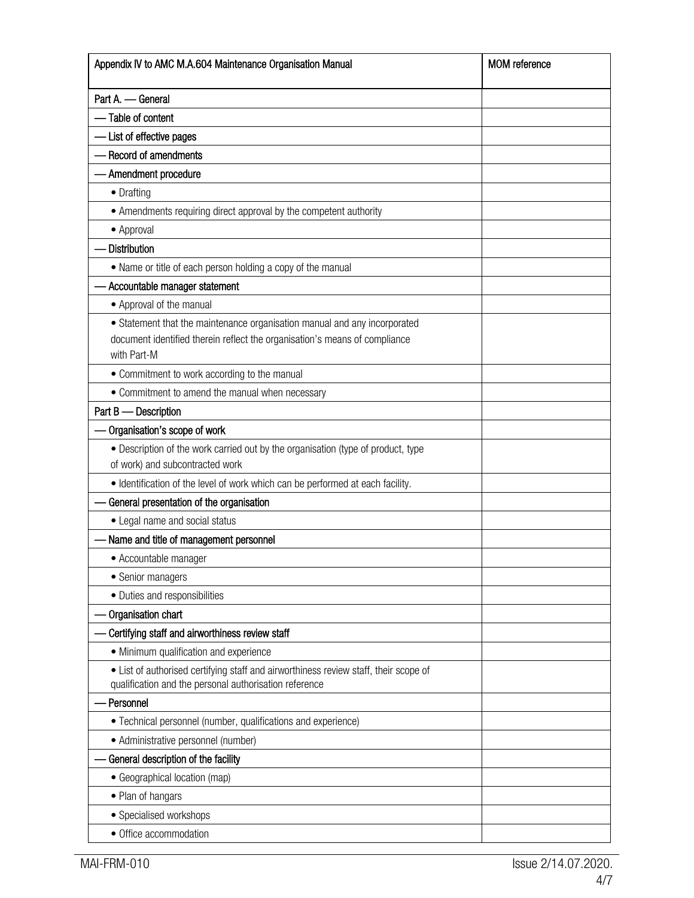| Appendix IV to AMC M.A.604 Maintenance Organisation Manual | MOM reference |
|---|---|
| Part A. — General | |
| — Table of content | |
| — List of effective pages | |
| — Record of amendments | |
| — Amendment procedure | |
| • Drafting | |
| • Amendments requiring direct approval by the competent authority | |
| • Approval | |
| — Distribution | |
| • Name or title of each person holding a copy of the manual | |
| — Accountable manager statement | |
| • Approval of the manual | |
| • Statement that the maintenance organisation manual and any incorporated document identified therein reflect the organisation's means of compliance with Part-M | |
| • Commitment to work according to the manual | |
| • Commitment to amend the manual when necessary | |
| Part B — Description | |
| — Organisation's scope of work | |
| • Description of the work carried out by the organisation (type of product, type of work) and subcontracted work | |
| • Identification of the level of work which can be performed at each facility. | |
| — General presentation of the organisation | |
| • Legal name and social status | |
| — Name and title of management personnel | |
| • Accountable manager | |
| • Senior managers | |
| • Duties and responsibilities | |
| — Organisation chart | |
| — Certifying staff and airworthiness review staff | |
| • Minimum qualification and experience | |
| • List of authorised certifying staff and airworthiness review staff, their scope of qualification and the personal authorisation reference | |
| — Personnel | |
| • Technical personnel (number, qualifications and experience) | |
| • Administrative personnel (number) | |
| — General description of the facility | |
| • Geographical location (map) | |
| • Plan of hangars | |
| • Specialised workshops | |
| • Office accommodation | |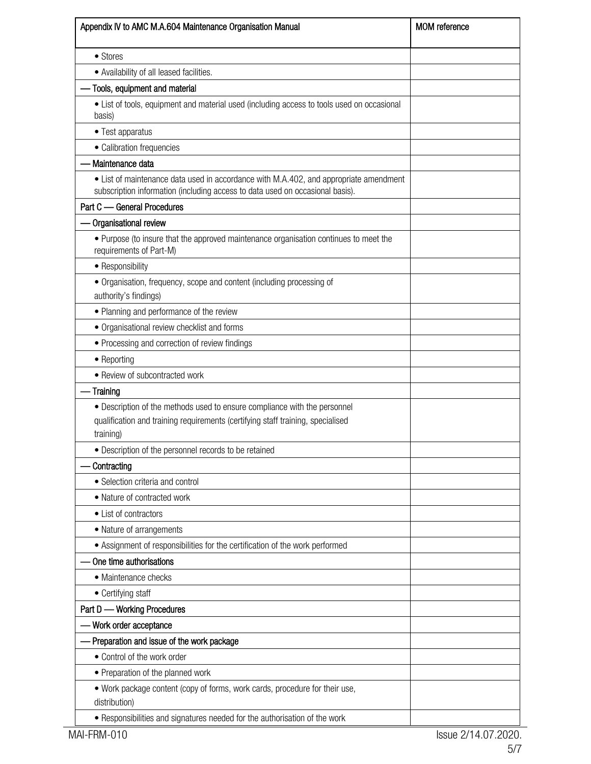| Appendix IV to AMC M.A.604 Maintenance Organisation Manual | MOM reference |
|---|---|
| • Stores | |
| • Availability of all leased facilities. | |
| — Tools, equipment and material | |
| • List of tools, equipment and material used (including access to tools used on occasional basis) | |
| • Test apparatus | |
| • Calibration frequencies | |
| — Maintenance data | |
| • List of maintenance data used in accordance with M.A.402, and appropriate amendment subscription information (including access to data used on occasional basis). | |
| Part C — General Procedures | |
| — Organisational review | |
| • Purpose (to insure that the approved maintenance organisation continues to meet the requirements of Part-M) | |
| • Responsibility | |
| • Organisation, frequency, scope and content (including processing of authority's findings) | |
| • Planning and performance of the review | |
| • Organisational review checklist and forms | |
| • Processing and correction of review findings | |
| • Reporting | |
| • Review of subcontracted work | |
| — Training | |
| • Description of the methods used to ensure compliance with the personnel qualification and training requirements (certifying staff training, specialised training) | |
| • Description of the personnel records to be retained | |
| — Contracting | |
| • Selection criteria and control | |
| • Nature of contracted work | |
| • List of contractors | |
| • Nature of arrangements | |
| • Assignment of responsibilities for the certification of the work performed | |
| — One time authorisations | |
| • Maintenance checks | |
| • Certifying staff | |
| Part D — Working Procedures | |
| — Work order acceptance | |
| — Preparation and issue of the work package | |
| • Control of the work order | |
| • Preparation of the planned work | |
| • Work package content (copy of forms, work cards, procedure for their use, distribution) | |
| • Responsibilities and signatures needed for the authorisation of the work | |

MAI-FRM-010 Issue 2/14.07.2020.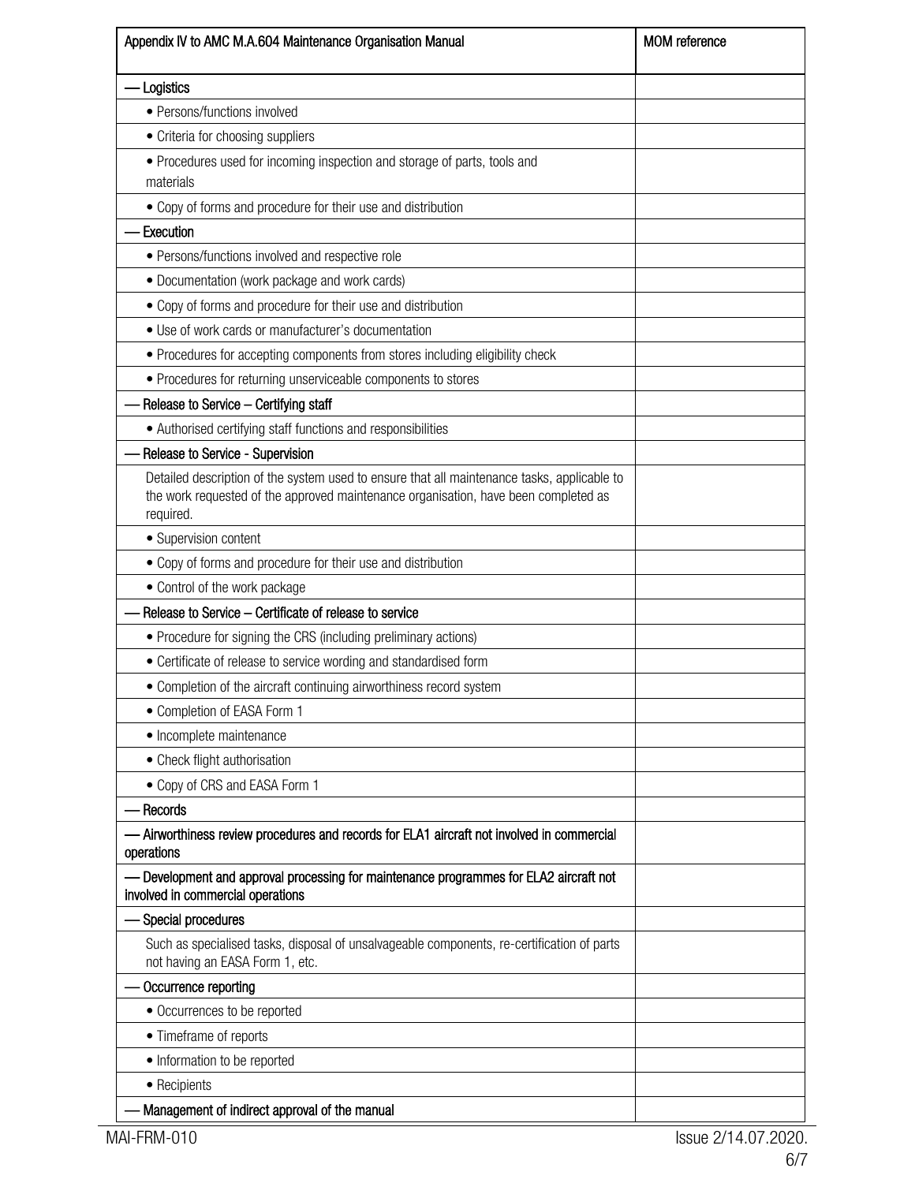| Appendix IV to AMC M.A.604 Maintenance Organisation Manual | MOM reference |
|---|---|
| — Logistics | |
| • Persons/functions involved | |
| • Criteria for choosing suppliers | |
| • Procedures used for incoming inspection and storage of parts, tools and materials | |
| • Copy of forms and procedure for their use and distribution | |
| — Execution | |
| • Persons/functions involved and respective role | |
| • Documentation (work package and work cards) | |
| • Copy of forms and procedure for their use and distribution | |
| • Use of work cards or manufacturer's documentation | |
| • Procedures for accepting components from stores including eligibility check | |
| • Procedures for returning unserviceable components to stores | |
| — Release to Service – Certifying staff | |
| • Authorised certifying staff functions and responsibilities | |
| — Release to Service - Supervision | |
| Detailed description of the system used to ensure that all maintenance tasks, applicable to the work requested of the approved maintenance organisation, have been completed as required. | |
| • Supervision content | |
| • Copy of forms and procedure for their use and distribution | |
| • Control of the work package | |
| — Release to Service – Certificate of release to service | |
| • Procedure for signing the CRS (including preliminary actions) | |
| • Certificate of release to service wording and standardised form | |
| • Completion of the aircraft continuing airworthiness record system | |
| • Completion of EASA Form 1 | |
| • Incomplete maintenance | |
| • Check flight authorisation | |
| • Copy of CRS and EASA Form 1 | |
| — Records | |
| — Airworthiness review procedures and records for ELA1 aircraft not involved in commercial operations | |
| — Development and approval processing for maintenance programmes for ELA2 aircraft not involved in commercial operations | |
| — Special procedures | |
| Such as specialised tasks, disposal of unsalvageable components, re-certification of parts not having an EASA Form 1, etc. | |
| — Occurrence reporting | |
| • Occurrences to be reported | |
| • Timeframe of reports | |
| • Information to be reported | |
| • Recipients | |
| — Management of indirect approval of the manual | |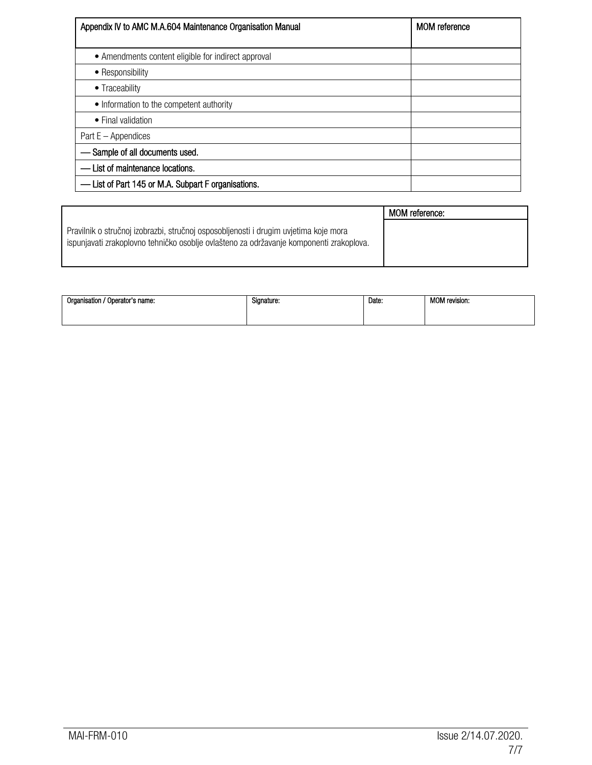| Appendix IV to AMC M.A.604 Maintenance Organisation Manual | MOM reference |
|---|---|
| • Amendments content eligible for indirect approval | |
| • Responsibility | |
| • Traceability | |
| • Information to the competent authority | |
| • Final validation | |
| Part E – Appendices | |
| — Sample of all documents used. | |
| — List of maintenance locations. | |
| — List of Part 145 or M.A. Subpart F organisations. | |

| | MOM reference: |
|---|---|
| Pravilnik o stručnoj izobrazbi, stručnoj osposobljenosti i drugim uvjetima koje mora ispunjavati zrakoplovno tehničko osoblje ovlašteno za održavanje komponenti zrakoplova. | |

| Organisation / Operator's name: | Signature: | Date: | MOM revision: |
|---|---|---|---|
| | | | |